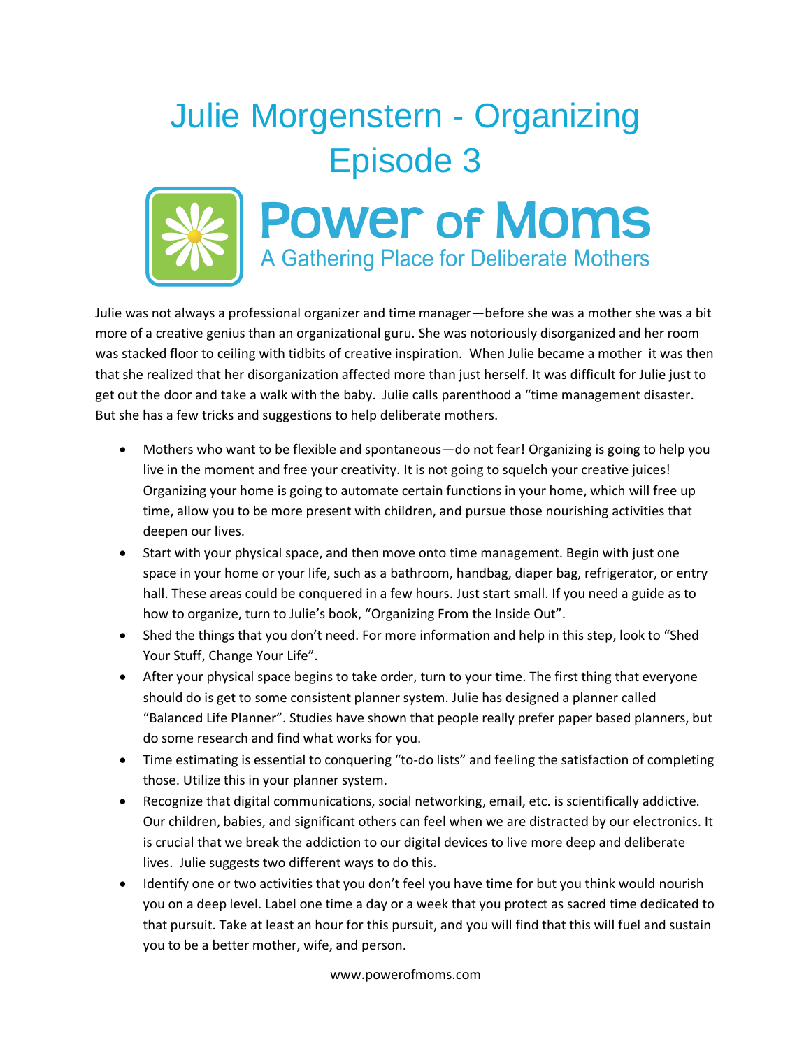# Julie Morgenstern - Organizing Episode 3

**Power of Moms**
A Gathering Place for Deliberate Mothers

Julie was not always a professional organizer and time manager—before she was a mother she was a bit more of a creative genius than an organizational guru. She was notoriously disorganized and her room was stacked floor to ceiling with tidbits of creative inspiration. When Julie became a mother it was then that she realized that her disorganization affected more than just herself. It was difficult for Julie just to get out the door and take a walk with the baby. Julie calls parenthood a "time management disaster. But she has a few tricks and suggestions to help deliberate mothers.

- Mothers who want to be flexible and spontaneous—do not fear! Organizing is going to help you live in the moment and free your creativity. It is not going to squelch your creative juices! Organizing your home is going to automate certain functions in your home, which will free up time, allow you to be more present with children, and pursue those nourishing activities that deepen our lives.
- Start with your physical space, and then move onto time management. Begin with just one space in your home or your life, such as a bathroom, handbag, diaper bag, refrigerator, or entry hall. These areas could be conquered in a few hours. Just start small. If you need a guide as to how to organize, turn to Julie's book, "Organizing From the Inside Out".
- Shed the things that you don't need. For more information and help in this step, look to "Shed Your Stuff, Change Your Life".
- After your physical space begins to take order, turn to your time. The first thing that everyone should do is get to some consistent planner system. Julie has designed a planner called "Balanced Life Planner". Studies have shown that people really prefer paper based planners, but do some research and find what works for you.
- Time estimating is essential to conquering "to-do lists" and feeling the satisfaction of completing those. Utilize this in your planner system.
- Recognize that digital communications, social networking, email, etc. is scientifically addictive. Our children, babies, and significant others can feel when we are distracted by our electronics. It is crucial that we break the addiction to our digital devices to live more deep and deliberate lives. Julie suggests two different ways to do this.
- Identify one or two activities that you don't feel you have time for but you think would nourish you on a deep level. Label one time a day or a week that you protect as sacred time dedicated to that pursuit. Take at least an hour for this pursuit, and you will find that this will fuel and sustain you to be a better mother, wife, and person.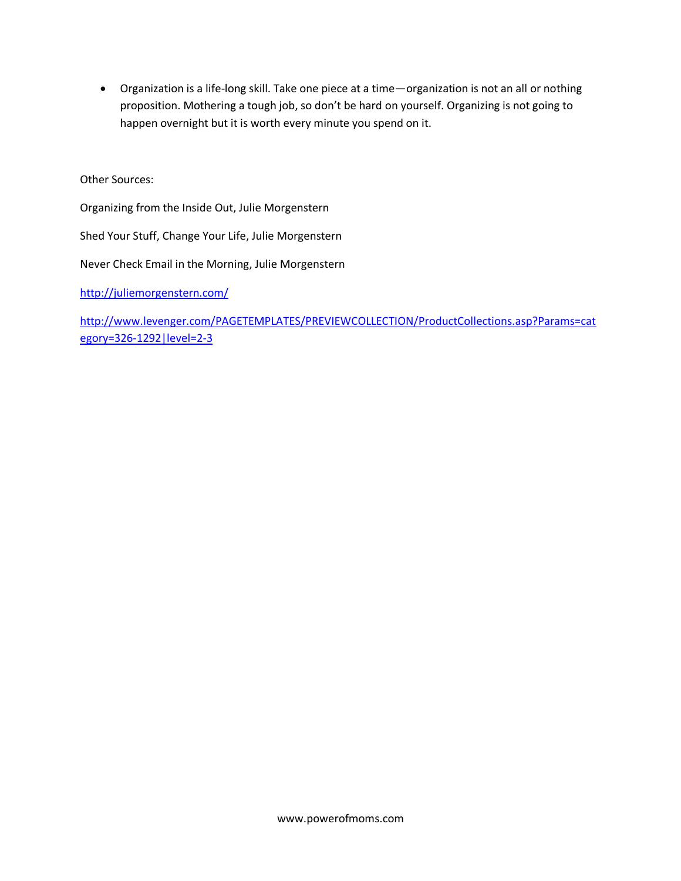- Organization is a life-long skill. Take one piece at a time—organization is not an all or nothing proposition. Mothering a tough job, so don't be hard on yourself. Organizing is not going to happen overnight but it is worth every minute you spend on it.

Other Sources:

Organizing from the Inside Out, Julie Morgenstern

Shed Your Stuff, Change Your Life, Julie Morgenstern

Never Check Email in the Morning, Julie Morgenstern

http://juliemorgenstern.com/

http://www.levenger.com/PAGETEMPLATES/PREVIEWCOLLECTION/ProductCollections.asp?Params=category=326-1292|level=2-3

www.powerofmoms.com